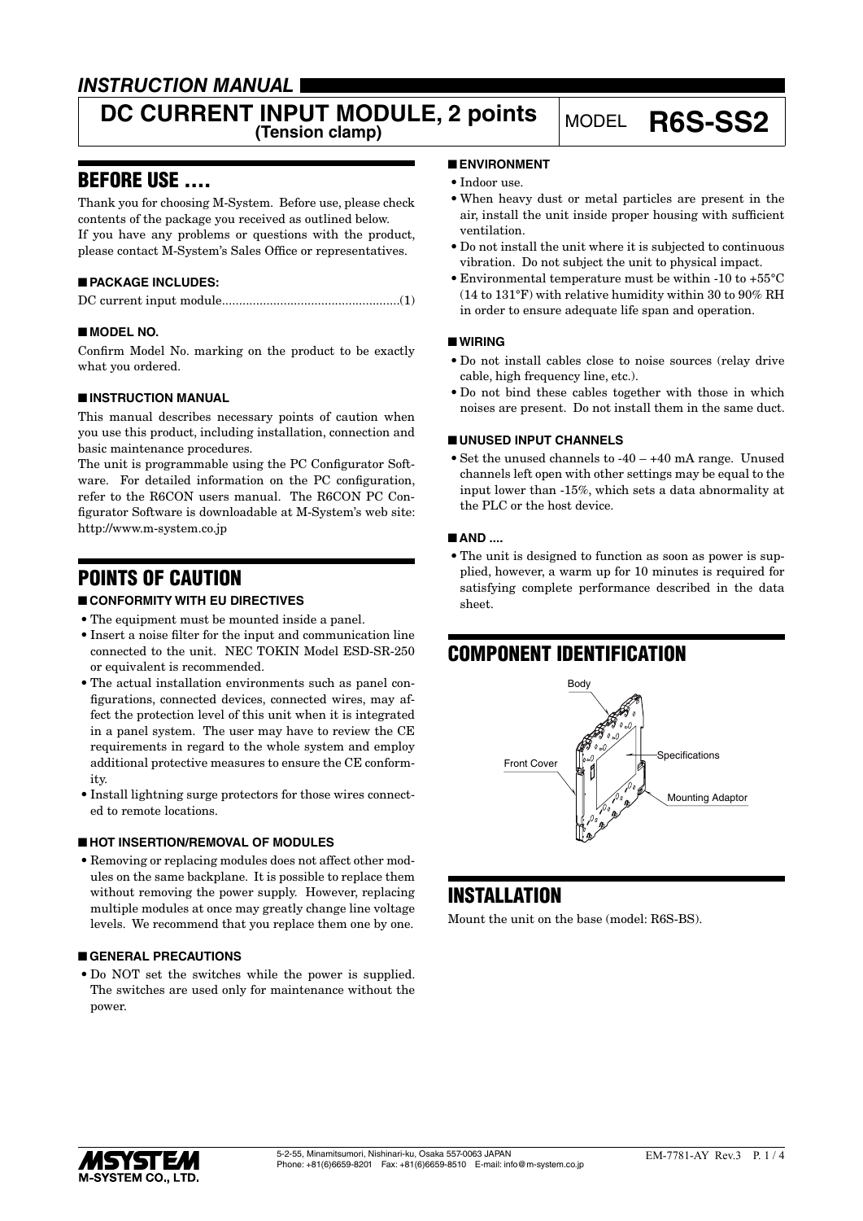# INSTRUCTION MANUAL

# DC CURRENT INPUT MODULE, 2 points (Tension clamp)

MODEL **R6S-SS2**

## BEFORE USE ....

Thank you for choosing M-System. Before use, please check contents of the package you received as outlined below.
If you have any problems or questions with the product, please contact M-System's Sales Office or representatives.

### ■ PACKAGE INCLUDES:

DC current input module....................................................(1)

### ■ MODEL NO.

Confirm Model No. marking on the product to be exactly what you ordered.

### ■ INSTRUCTION MANUAL

This manual describes necessary points of caution when you use this product, including installation, connection and basic maintenance procedures.
The unit is programmable using the PC Configurator Software. For detailed information on the PC configuration, refer to the R6CON users manual. The R6CON PC Configurator Software is downloadable at M-System's web site: http://www.m-system.co.jp

## POINTS OF CAUTION

### ■ CONFORMITY WITH EU DIRECTIVES

- The equipment must be mounted inside a panel.
- Insert a noise filter for the input and communication line connected to the unit. NEC TOKIN Model ESD-SR-250 or equivalent is recommended.
- The actual installation environments such as panel configurations, connected devices, connected wires, may affect the protection level of this unit when it is integrated in a panel system. The user may have to review the CE requirements in regard to the whole system and employ additional protective measures to ensure the CE conformity.
- Install lightning surge protectors for those wires connected to remote locations.

### ■ HOT INSERTION/REMOVAL OF MODULES

- Removing or replacing modules does not affect other modules on the same backplane. It is possible to replace them without removing the power supply. However, replacing multiple modules at once may greatly change line voltage levels. We recommend that you replace them one by one.

### ■ GENERAL PRECAUTIONS

- Do NOT set the switches while the power is supplied. The switches are used only for maintenance without the power.

### ■ ENVIRONMENT

- Indoor use.
- When heavy dust or metal particles are present in the air, install the unit inside proper housing with sufficient ventilation.
- Do not install the unit where it is subjected to continuous vibration. Do not subject the unit to physical impact.
- Environmental temperature must be within -10 to +55°C (14 to 131°F) with relative humidity within 30 to 90% RH in order to ensure adequate life span and operation.

### ■ WIRING

- Do not install cables close to noise sources (relay drive cable, high frequency line, etc.).
- Do not bind these cables together with those in which noises are present. Do not install them in the same duct.

### ■ UNUSED INPUT CHANNELS

- Set the unused channels to -40 – +40 mA range. Unused channels left open with other settings may be equal to the input lower than -15%, which sets a data abnormality at the PLC or the host device.

### ■ AND ....

- The unit is designed to function as soon as power is supplied, however, a warm up for 10 minutes is required for satisfying complete performance described in the data sheet.

## COMPONENT IDENTIFICATION

Body

Front Cover

Specifications

Mounting Adaptor

## INSTALLATION

Mount the unit on the base (model: R6S-BS).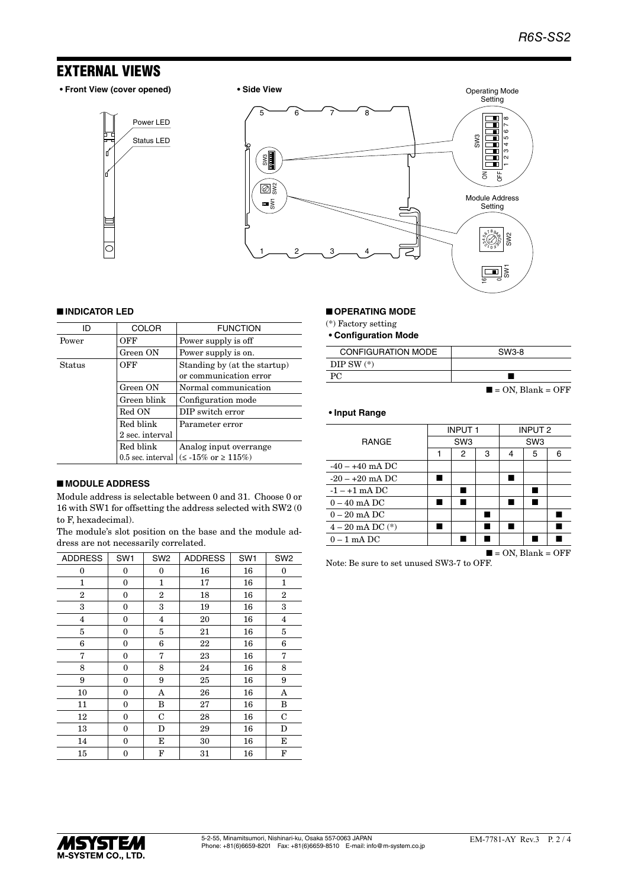# EXTERNAL VIEWS

• **Front View (cover opened)**

• **Side View**

## ■ INDICATOR LED

| ID | COLOR | FUNCTION |
|---|---|---|
| Power | OFF | Power supply is off |
| | Green ON | Power supply is on. |
| Status | OFF | Standing by (at the startup) or communication error |
| | Green ON | Normal communication |
| | Green blink | Configuration mode |
| | Red ON | DIP switch error |
| | Red blink 2 sec. interval | Parameter error |
| | Red blink 0.5 sec. interval | Analog input overrange (≤ -15% or ≥ 115%) |

## ■ MODULE ADDRESS

Module address is selectable between 0 and 31. Choose 0 or 16 with SW1 for offsetting the address selected with SW2 (0 to F, hexadecimal).

The module's slot position on the base and the module address are not necessarily correlated.

| ADDRESS | SW1 | SW2 | ADDRESS | SW1 | SW2 |
|---|---|---|---|---|---|
| 0 | 0 | 0 | 16 | 16 | 0 |
| 1 | 0 | 1 | 17 | 16 | 1 |
| 2 | 0 | 2 | 18 | 16 | 2 |
| 3 | 0 | 3 | 19 | 16 | 3 |
| 4 | 0 | 4 | 20 | 16 | 4 |
| 5 | 0 | 5 | 21 | 16 | 5 |
| 6 | 0 | 6 | 22 | 16 | 6 |
| 7 | 0 | 7 | 23 | 16 | 7 |
| 8 | 0 | 8 | 24 | 16 | 8 |
| 9 | 0 | 9 | 25 | 16 | 9 |
| 10 | 0 | A | 26 | 16 | A |
| 11 | 0 | B | 27 | 16 | B |
| 12 | 0 | C | 28 | 16 | C |
| 13 | 0 | D | 29 | 16 | D |
| 14 | 0 | E | 30 | 16 | E |
| 15 | 0 | F | 31 | 16 | F |

## ■ OPERATING MODE

(*) Factory setting

• **Configuration Mode**

| CONFIGURATION MODE | SW3-8 |
|---|---|
| DIP SW (*) | |
| PC | ■ |

■ = ON, Blank = OFF

• **Input Range**

| RANGE | INPUT 1 | | | INPUT 2 | | |
|---|---|---|---|---|---|---|
| | SW3 | | | SW3 | | |
| | 1 | 2 | 3 | 4 | 5 | 6 |
| -40 – +40 mA DC | | | | | | |
| -20 – +20 mA DC | ■ | | | ■ | | |
| -1 – +1 mA DC | | ■ | | | ■ | |
| 0 – 40 mA DC | ■ | ■ | | ■ | ■ | |
| 0 – 20 mA DC | | | ■ | | | ■ |
| 4 – 20 mA DC (*) | ■ | | ■ | ■ | | ■ |
| 0 – 1 mA DC | | ■ | ■ | | ■ | ■ |

■ = ON, Blank = OFF

Note: Be sure to set unused SW3-7 to OFF.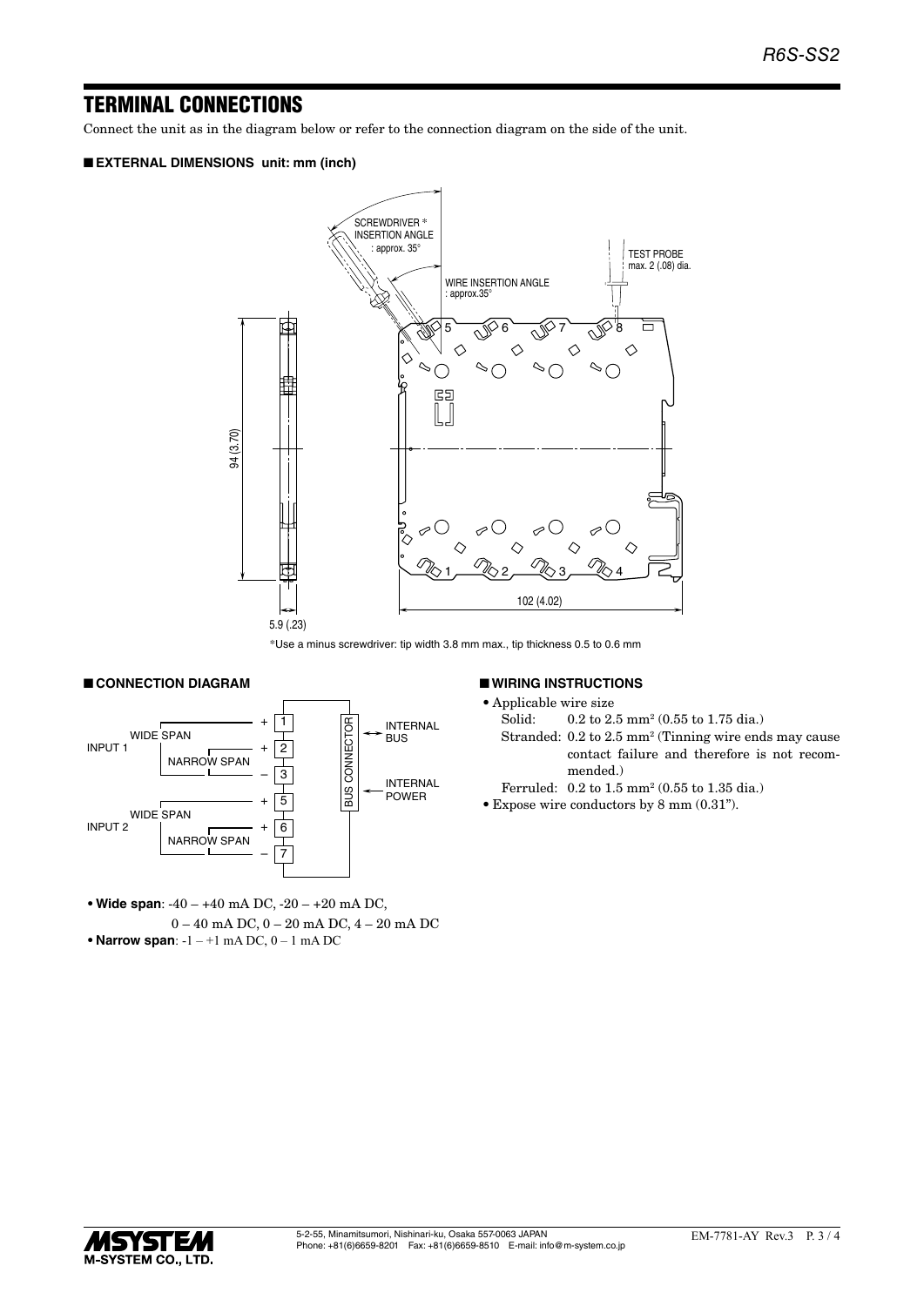## TERMINAL CONNECTIONS

Connect the unit as in the diagram below or refer to the connection diagram on the side of the unit.

### ■ EXTERNAL DIMENSIONS unit: mm (inch)

SCREWDRIVER *
INSERTION ANGLE
: approx. 35°

WIRE INSERTION ANGLE
: approx.35°

TEST PROBE
max. 2 (.08) dia.

94 (3.70)

102 (4.02)

5.9 (.23)

*Use a minus screwdriver: tip width 3.8 mm max., tip thickness 0.5 to 0.6 mm

### ■ CONNECTION DIAGRAM

INPUT 1: WIDE SPAN (+ 1), NARROW SPAN (+ 2), – 3

INPUT 2: WIDE SPAN (+ 5), NARROW SPAN (+ 6), – 7

BUS CONNECTOR ↔ INTERNAL BUS, INTERNAL POWER

- **Wide span**: -40 – +40 mA DC, -20 – +20 mA DC,
  0 – 40 mA DC, 0 – 20 mA DC, 4 – 20 mA DC
- **Narrow span**: -1 – +1 mA DC, 0 – 1 mA DC

### ■ WIRING INSTRUCTIONS

- Applicable wire size
  - Solid: 0.2 to 2.5 $mm^2$ (0.55 to 1.75 dia.)
  - Stranded: 0.2 to 2.5 $mm^2$ (Tinning wire ends may cause contact failure and therefore is not recommended.)
  - Ferruled: 0.2 to 1.5 $mm^2$ (0.55 to 1.35 dia.)
- Expose wire conductors by 8 mm (0.31").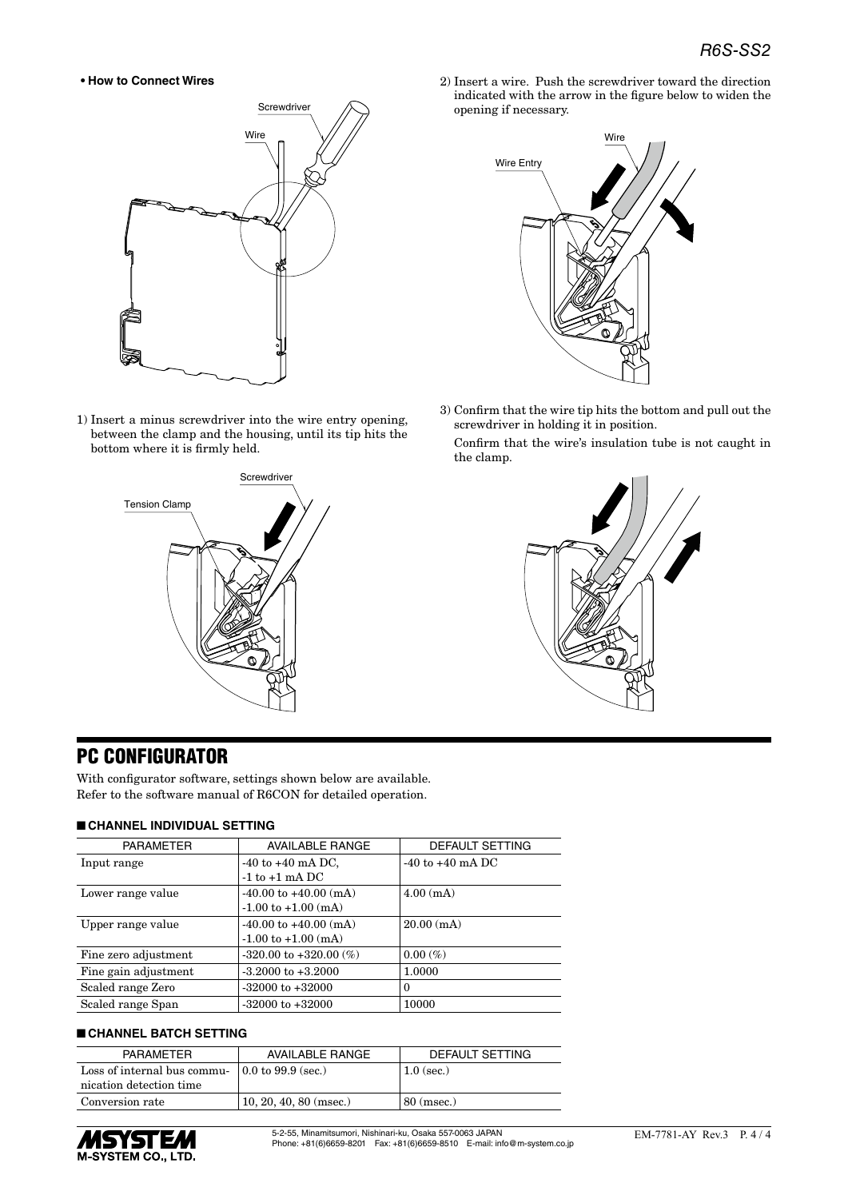• **How to Connect Wires**

Screwdriver

Wire

1) Insert a minus screwdriver into the wire entry opening, between the clamp and the housing, until its tip hits the bottom where it is firmly held.

Screwdriver

Tension Clamp

2) Insert a wire. Push the screwdriver toward the direction indicated with the arrow in the figure below to widen the opening if necessary.

Wire

Wire Entry

3) Confirm that the wire tip hits the bottom and pull out the screwdriver in holding it in position.

Confirm that the wire's insulation tube is not caught in the clamp.

# PC CONFIGURATOR

With configurator software, settings shown below are available.
Refer to the software manual of R6CON for detailed operation.

## ■ CHANNEL INDIVIDUAL SETTING

| PARAMETER | AVAILABLE RANGE | DEFAULT SETTING |
|---|---|---|
| Input range | -40 to +40 mA DC,<br>-1 to +1 mA DC | -40 to +40 mA DC |
| Lower range value | -40.00 to +40.00 (mA)<br>-1.00 to +1.00 (mA) | 4.00 (mA) |
| Upper range value | -40.00 to +40.00 (mA)<br>-1.00 to +1.00 (mA) | 20.00 (mA) |
| Fine zero adjustment | -320.00 to +320.00 (%) | 0.00 (%) |
| Fine gain adjustment | -3.2000 to +3.2000 | 1.0000 |
| Scaled range Zero | -32000 to +32000 | 0 |
| Scaled range Span | -32000 to +32000 | 10000 |

## ■ CHANNEL BATCH SETTING

| PARAMETER | AVAILABLE RANGE | DEFAULT SETTING |
|---|---|---|
| Loss of internal bus communication detection time | 0.0 to 99.9 (sec.) | 1.0 (sec.) |
| Conversion rate | 10, 20, 40, 80 (msec.) | 80 (msec.) |